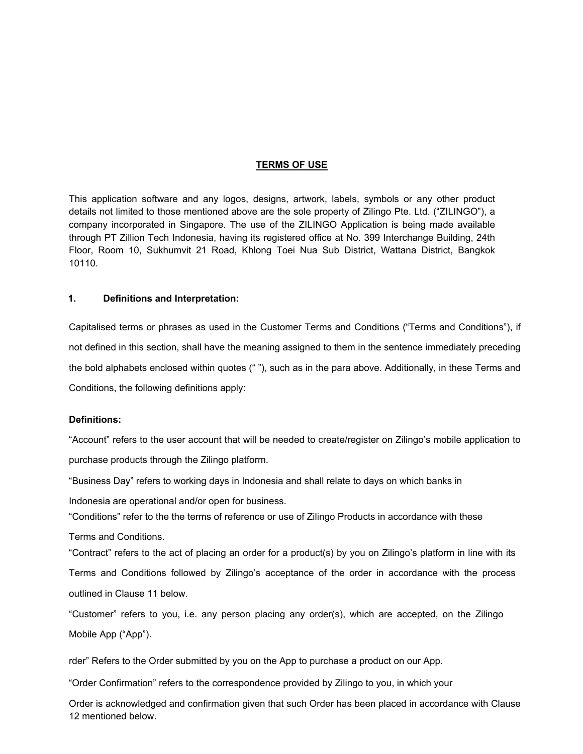# TERMS OF USE

This application software and any logos, designs, artwork, labels, symbols or any other product details not limited to those mentioned above are the sole property of Zilingo Pte. Ltd. ("ZILINGO"), a company incorporated in Singapore. The use of the ZILINGO Application is being made available through PT Zillion Tech Indonesia, having its registered office at No. 399 Interchange Building, 24th Floor, Room 10, Sukhumvit 21 Road, Khlong Toei Nua Sub District, Wattana District, Bangkok 10110.

## 1. Definitions and Interpretation:

Capitalised terms or phrases as used in the Customer Terms and Conditions ("Terms and Conditions"), if not defined in this section, shall have the meaning assigned to them in the sentence immediately preceding the bold alphabets enclosed within quotes (" "), such as in the para above. Additionally, in these Terms and Conditions, the following definitions apply:

**Definitions:**

"Account" refers to the user account that will be needed to create/register on Zilingo's mobile application to purchase products through the Zilingo platform.

"Business Day" refers to working days in Indonesia and shall relate to days on which banks in Indonesia are operational and/or open for business.

"Conditions" refer to the the terms of reference or use of Zilingo Products in accordance with these Terms and Conditions.

"Contract" refers to the act of placing an order for a product(s) by you on Zilingo's platform in line with its Terms and Conditions followed by Zilingo's acceptance of the order in accordance with the process outlined in Clause 11 below.

"Customer" refers to you, i.e. any person placing any order(s), which are accepted, on the Zilingo Mobile App ("App").

rder" Refers to the Order submitted by you on the App to purchase a product on our App.

"Order Confirmation" refers to the correspondence provided by Zilingo to you, in which your Order is acknowledged and confirmation given that such Order has been placed in accordance with Clause 12 mentioned below.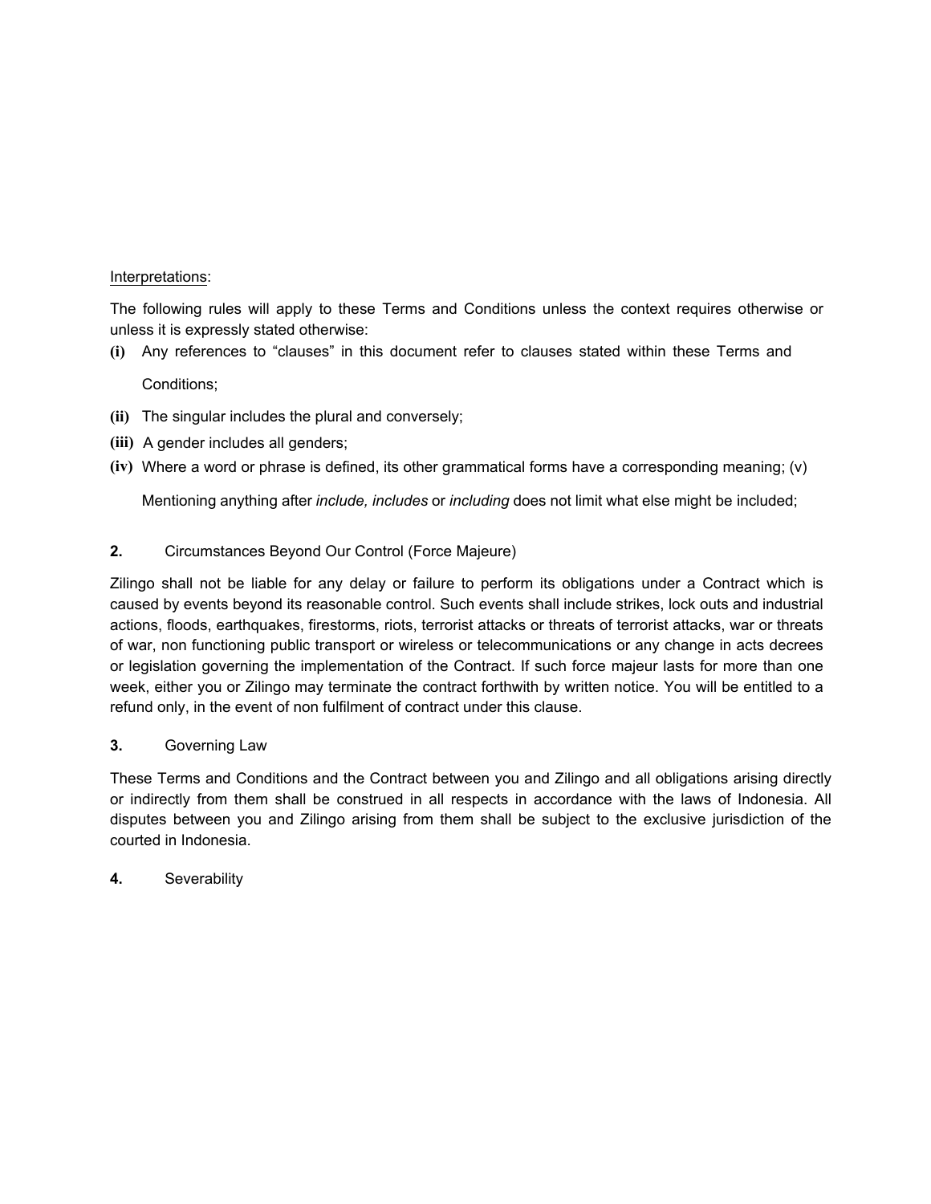<u>Interpretations</u>:

The following rules will apply to these Terms and Conditions unless the context requires otherwise or unless it is expressly stated otherwise:

**(i)** Any references to “clauses” in this document refer to clauses stated within these Terms and Conditions;

**(ii)** The singular includes the plural and conversely;

**(iii)** A gender includes all genders;

**(iv)** Where a word or phrase is defined, its other grammatical forms have a corresponding meaning; (v) Mentioning anything after *include, includes* or *including* does not limit what else might be included;

**2.** Circumstances Beyond Our Control (Force Majeure)

Zilingo shall not be liable for any delay or failure to perform its obligations under a Contract which is caused by events beyond its reasonable control. Such events shall include strikes, lock outs and industrial actions, floods, earthquakes, firestorms, riots, terrorist attacks or threats of terrorist attacks, war or threats of war, non functioning public transport or wireless or telecommunications or any change in acts decrees or legislation governing the implementation of the Contract. If such force majeur lasts for more than one week, either you or Zilingo may terminate the contract forthwith by written notice. You will be entitled to a refund only, in the event of non fulfilment of contract under this clause.

**3.** Governing Law

These Terms and Conditions and the Contract between you and Zilingo and all obligations arising directly or indirectly from them shall be construed in all respects in accordance with the laws of Indonesia. All disputes between you and Zilingo arising from them shall be subject to the exclusive jurisdiction of the courted in Indonesia.

**4.** Severability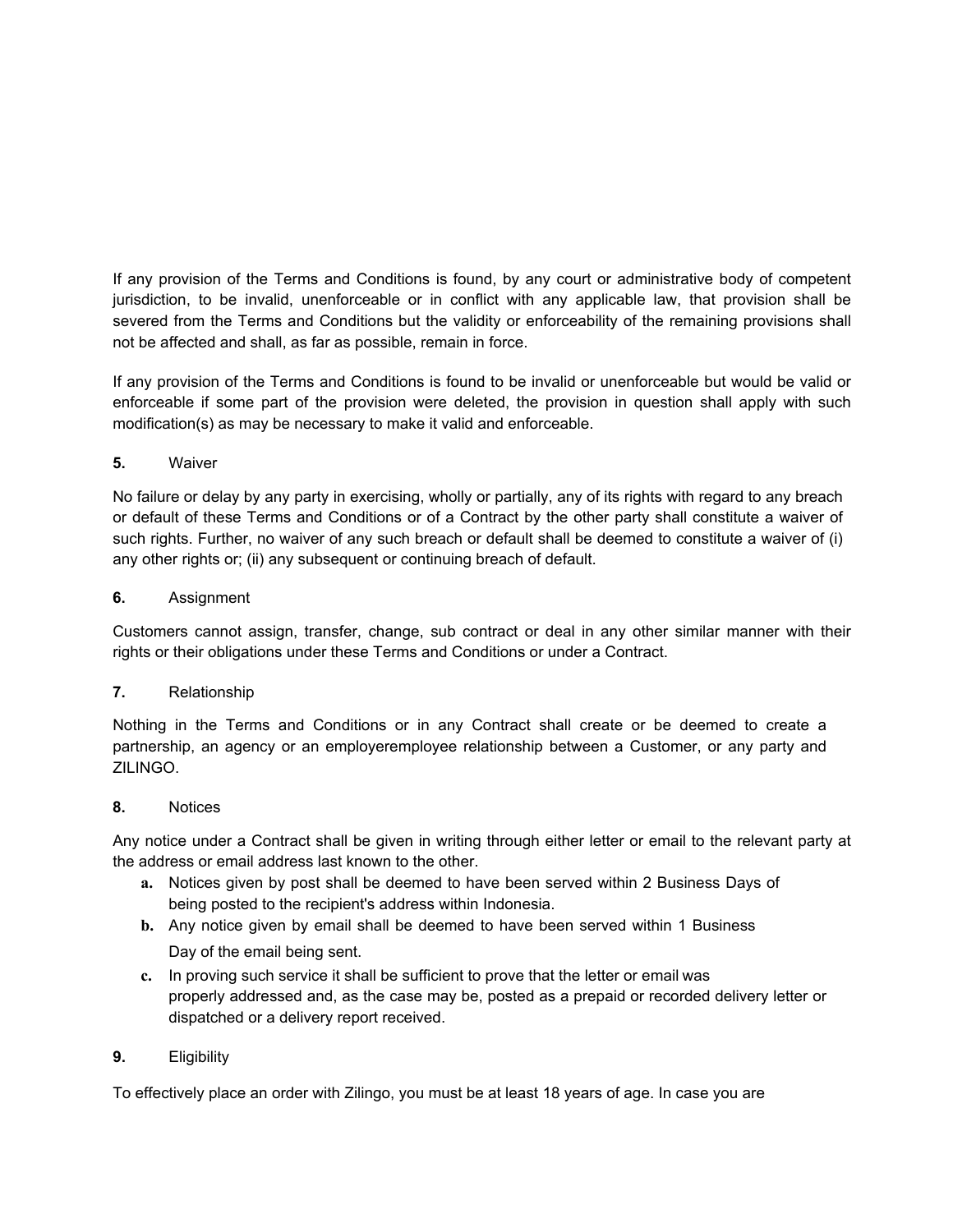If any provision of the Terms and Conditions is found, by any court or administrative body of competent jurisdiction, to be invalid, unenforceable or in conflict with any applicable law, that provision shall be severed from the Terms and Conditions but the validity or enforceability of the remaining provisions shall not be affected and shall, as far as possible, remain in force.

If any provision of the Terms and Conditions is found to be invalid or unenforceable but would be valid or enforceable if some part of the provision were deleted, the provision in question shall apply with such modification(s) as may be necessary to make it valid and enforceable.

**5.** Waiver

No failure or delay by any party in exercising, wholly or partially, any of its rights with regard to any breach or default of these Terms and Conditions or of a Contract by the other party shall constitute a waiver of such rights. Further, no waiver of any such breach or default shall be deemed to constitute a waiver of (i) any other rights or; (ii) any subsequent or continuing breach of default.

**6.** Assignment

Customers cannot assign, transfer, change, sub contract or deal in any other similar manner with their rights or their obligations under these Terms and Conditions or under a Contract.

**7.** Relationship

Nothing in the Terms and Conditions or in any Contract shall create or be deemed to create a partnership, an agency or an employeremployee relationship between a Customer, or any party and ZILINGO.

**8.** Notices

Any notice under a Contract shall be given in writing through either letter or email to the relevant party at the address or email address last known to the other.

a. Notices given by post shall be deemed to have been served within 2 Business Days of being posted to the recipient's address within Indonesia.
b. Any notice given by email shall be deemed to have been served within 1 Business Day of the email being sent.
c. In proving such service it shall be sufficient to prove that the letter or email was properly addressed and, as the case may be, posted as a prepaid or recorded delivery letter or dispatched or a delivery report received.

**9.** Eligibility

To effectively place an order with Zilingo, you must be at least 18 years of age. In case you are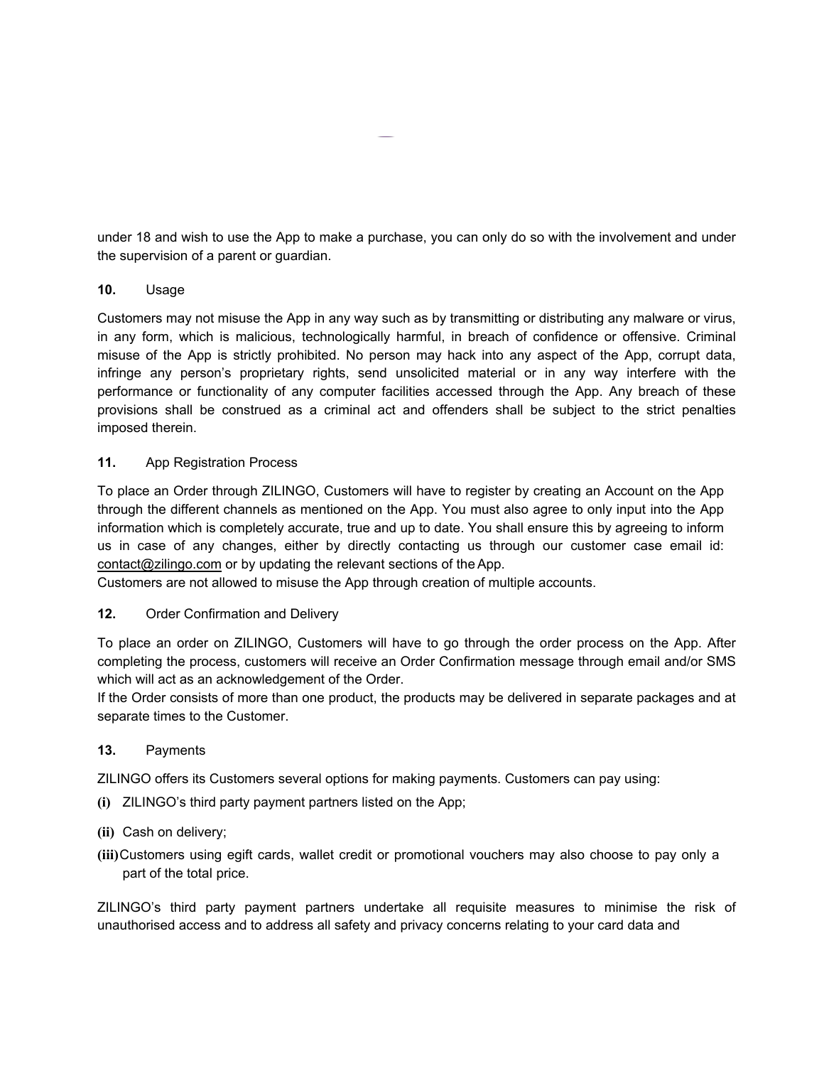under 18 and wish to use the App to make a purchase, you can only do so with the involvement and under the supervision of a parent or guardian.

**10.** Usage

Customers may not misuse the App in any way such as by transmitting or distributing any malware or virus, in any form, which is malicious, technologically harmful, in breach of confidence or offensive. Criminal misuse of the App is strictly prohibited. No person may hack into any aspect of the App, corrupt data, infringe any person's proprietary rights, send unsolicited material or in any way interfere with the performance or functionality of any computer facilities accessed through the App. Any breach of these provisions shall be construed as a criminal act and offenders shall be subject to the strict penalties imposed therein.

**11.** App Registration Process

To place an Order through ZILINGO, Customers will have to register by creating an Account on the App through the different channels as mentioned on the App. You must also agree to only input into the App information which is completely accurate, true and up to date. You shall ensure this by agreeing to inform us in case of any changes, either by directly contacting us through our customer case email id: contact@zilingo.com or by updating the relevant sections of the App.
Customers are not allowed to misuse the App through creation of multiple accounts.

**12.** Order Confirmation and Delivery

To place an order on ZILINGO, Customers will have to go through the order process on the App. After completing the process, customers will receive an Order Confirmation message through email and/or SMS which will act as an acknowledgement of the Order.
If the Order consists of more than one product, the products may be delivered in separate packages and at separate times to the Customer.

**13.** Payments

ZILINGO offers its Customers several options for making payments. Customers can pay using:

**(i)** ZILINGO's third party payment partners listed on the App;

**(ii)** Cash on delivery;

**(iii)** Customers using egift cards, wallet credit or promotional vouchers may also choose to pay only a part of the total price.

ZILINGO's third party payment partners undertake all requisite measures to minimise the risk of unauthorised access and to address all safety and privacy concerns relating to your card data and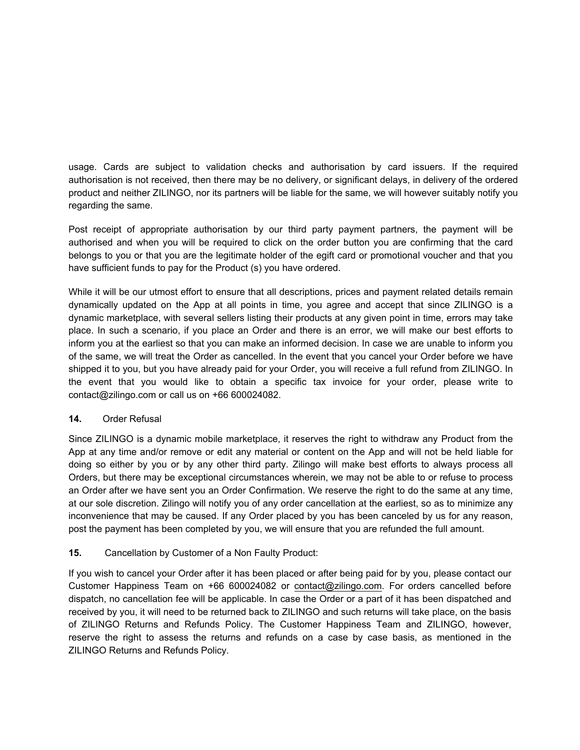usage. Cards are subject to validation checks and authorisation by card issuers. If the required authorisation is not received, then there may be no delivery, or significant delays, in delivery of the ordered product and neither ZILINGO, nor its partners will be liable for the same, we will however suitably notify you regarding the same.

Post receipt of appropriate authorisation by our third party payment partners, the payment will be authorised and when you will be required to click on the order button you are confirming that the card belongs to you or that you are the legitimate holder of the egift card or promotional voucher and that you have sufficient funds to pay for the Product (s) you have ordered.

While it will be our utmost effort to ensure that all descriptions, prices and payment related details remain dynamically updated on the App at all points in time, you agree and accept that since ZILINGO is a dynamic marketplace, with several sellers listing their products at any given point in time, errors may take place. In such a scenario, if you place an Order and there is an error, we will make our best efforts to inform you at the earliest so that you can make an informed decision. In case we are unable to inform you of the same, we will treat the Order as cancelled. In the event that you cancel your Order before we have shipped it to you, but you have already paid for your Order, you will receive a full refund from ZILINGO. In the event that you would like to obtain a specific tax invoice for your order, please write to contact@zilingo.com or call us on +66 600024082.

**14.** Order Refusal

Since ZILINGO is a dynamic mobile marketplace, it reserves the right to withdraw any Product from the App at any time and/or remove or edit any material or content on the App and will not be held liable for doing so either by you or by any other third party. Zilingo will make best efforts to always process all Orders, but there may be exceptional circumstances wherein, we may not be able to or refuse to process an Order after we have sent you an Order Confirmation. We reserve the right to do the same at any time, at our sole discretion. Zilingo will notify you of any order cancellation at the earliest, so as to minimize any inconvenience that may be caused. If any Order placed by you has been canceled by us for any reason, post the payment has been completed by you, we will ensure that you are refunded the full amount.

**15.** Cancellation by Customer of a Non Faulty Product:

If you wish to cancel your Order after it has been placed or after being paid for by you, please contact our Customer Happiness Team on +66 600024082 or contact@zilingo.com. For orders cancelled before dispatch, no cancellation fee will be applicable. In case the Order or a part of it has been dispatched and received by you, it will need to be returned back to ZILINGO and such returns will take place, on the basis of ZILINGO Returns and Refunds Policy. The Customer Happiness Team and ZILINGO, however, reserve the right to assess the returns and refunds on a case by case basis, as mentioned in the ZILINGO Returns and Refunds Policy.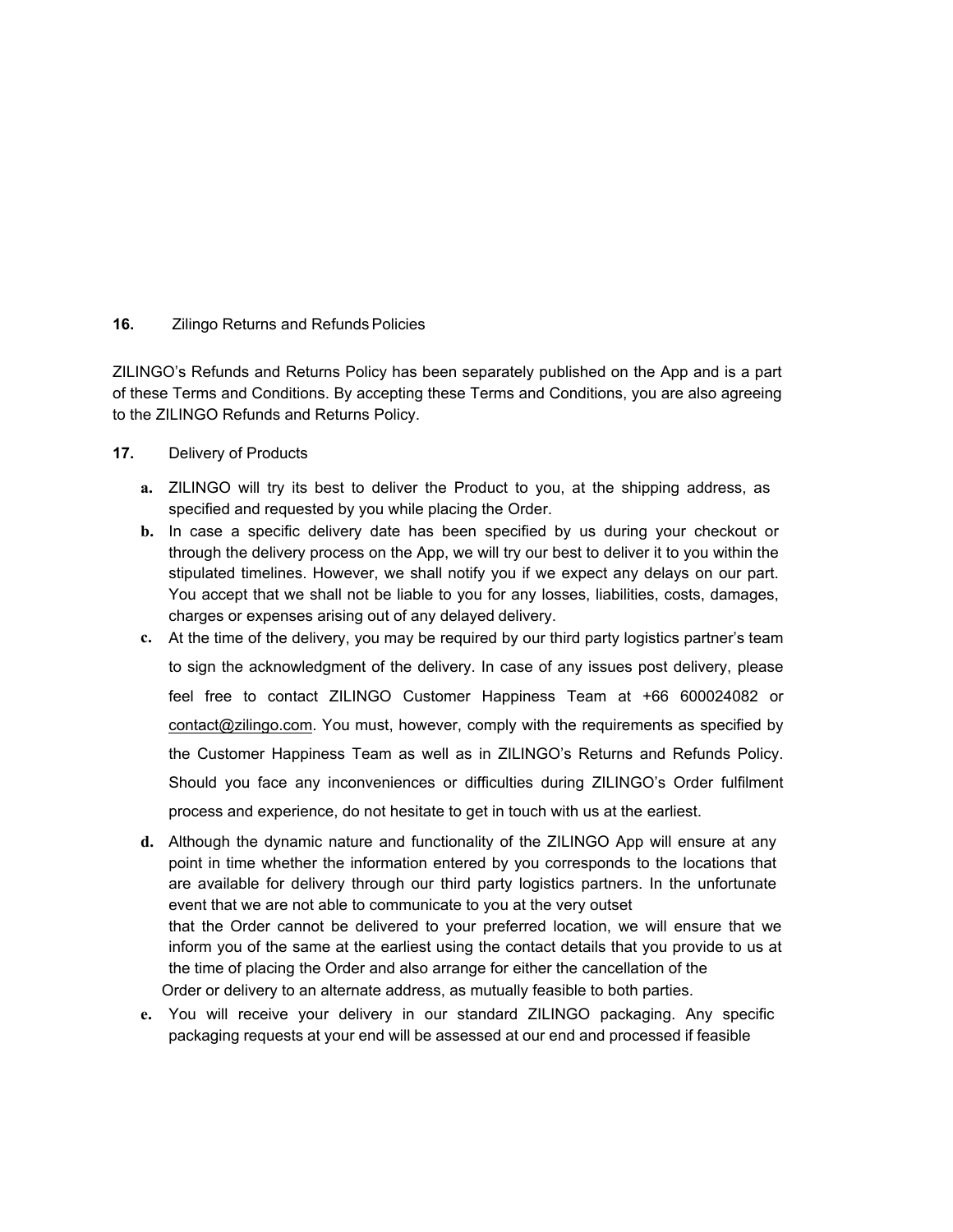**16.** Zilingo Returns and Refunds Policies

ZILINGO's Refunds and Returns Policy has been separately published on the App and is a part of these Terms and Conditions. By accepting these Terms and Conditions, you are also agreeing to the ZILINGO Refunds and Returns Policy.

**17.** Delivery of Products

a. ZILINGO will try its best to deliver the Product to you, at the shipping address, as specified and requested by you while placing the Order.

b. In case a specific delivery date has been specified by us during your checkout or through the delivery process on the App, we will try our best to deliver it to you within the stipulated timelines. However, we shall notify you if we expect any delays on our part. You accept that we shall not be liable to you for any losses, liabilities, costs, damages, charges or expenses arising out of any delayed delivery.

c. At the time of the delivery, you may be required by our third party logistics partner's team to sign the acknowledgment of the delivery. In case of any issues post delivery, please feel free to contact ZILINGO Customer Happiness Team at +66 600024082 or contact@zilingo.com. You must, however, comply with the requirements as specified by the Customer Happiness Team as well as in ZILINGO's Returns and Refunds Policy. Should you face any inconveniences or difficulties during ZILINGO's Order fulfilment process and experience, do not hesitate to get in touch with us at the earliest.

d. Although the dynamic nature and functionality of the ZILINGO App will ensure at any point in time whether the information entered by you corresponds to the locations that are available for delivery through our third party logistics partners. In the unfortunate event that we are not able to communicate to you at the very outset that the Order cannot be delivered to your preferred location, we will ensure that we inform you of the same at the earliest using the contact details that you provide to us at the time of placing the Order and also arrange for either the cancellation of the Order or delivery to an alternate address, as mutually feasible to both parties.

e. You will receive your delivery in our standard ZILINGO packaging. Any specific packaging requests at your end will be assessed at our end and processed if feasible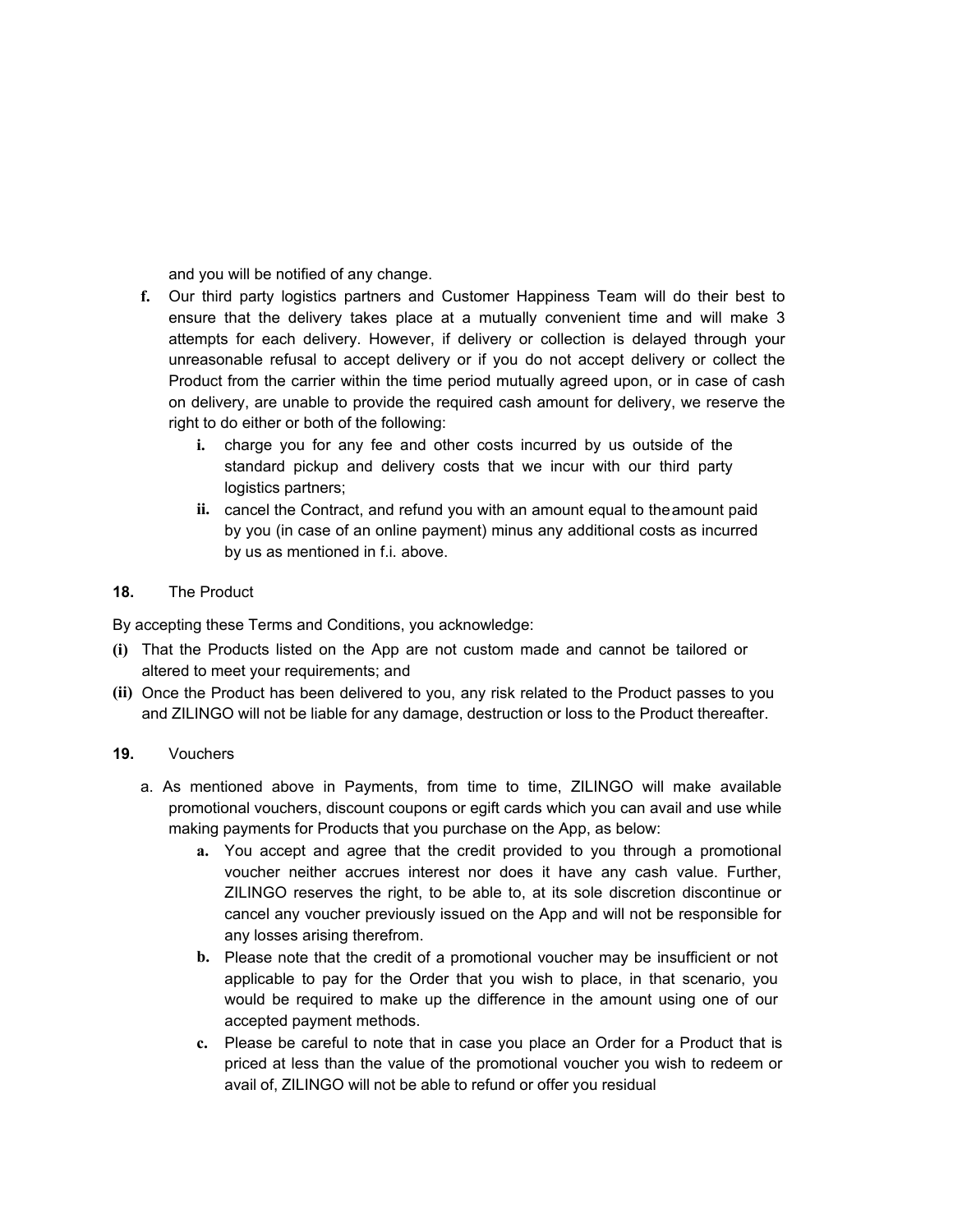and you will be notified of any change.

f. Our third party logistics partners and Customer Happiness Team will do their best to ensure that the delivery takes place at a mutually convenient time and will make 3 attempts for each delivery. However, if delivery or collection is delayed through your unreasonable refusal to accept delivery or if you do not accept delivery or collect the Product from the carrier within the time period mutually agreed upon, or in case of cash on delivery, are unable to provide the required cash amount for delivery, we reserve the right to do either or both of the following:
   i. charge you for any fee and other costs incurred by us outside of the standard pickup and delivery costs that we incur with our third party logistics partners;
   ii. cancel the Contract, and refund you with an amount equal to the amount paid by you (in case of an online payment) minus any additional costs as incurred by us as mentioned in f.i. above.

**18.** The Product

By accepting these Terms and Conditions, you acknowledge:

**(i)** That the Products listed on the App are not custom made and cannot be tailored or altered to meet your requirements; and

**(ii)** Once the Product has been delivered to you, any risk related to the Product passes to you and ZILINGO will not be liable for any damage, destruction or loss to the Product thereafter.

**19.** Vouchers

a. As mentioned above in Payments, from time to time, ZILINGO will make available promotional vouchers, discount coupons or egift cards which you can avail and use while making payments for Products that you purchase on the App, as below:
   a. You accept and agree that the credit provided to you through a promotional voucher neither accrues interest nor does it have any cash value. Further, ZILINGO reserves the right, to be able to, at its sole discretion discontinue or cancel any voucher previously issued on the App and will not be responsible for any losses arising therefrom.
   b. Please note that the credit of a promotional voucher may be insufficient or not applicable to pay for the Order that you wish to place, in that scenario, you would be required to make up the difference in the amount using one of our accepted payment methods.
   c. Please be careful to note that in case you place an Order for a Product that is priced at less than the value of the promotional voucher you wish to redeem or avail of, ZILINGO will not be able to refund or offer you residual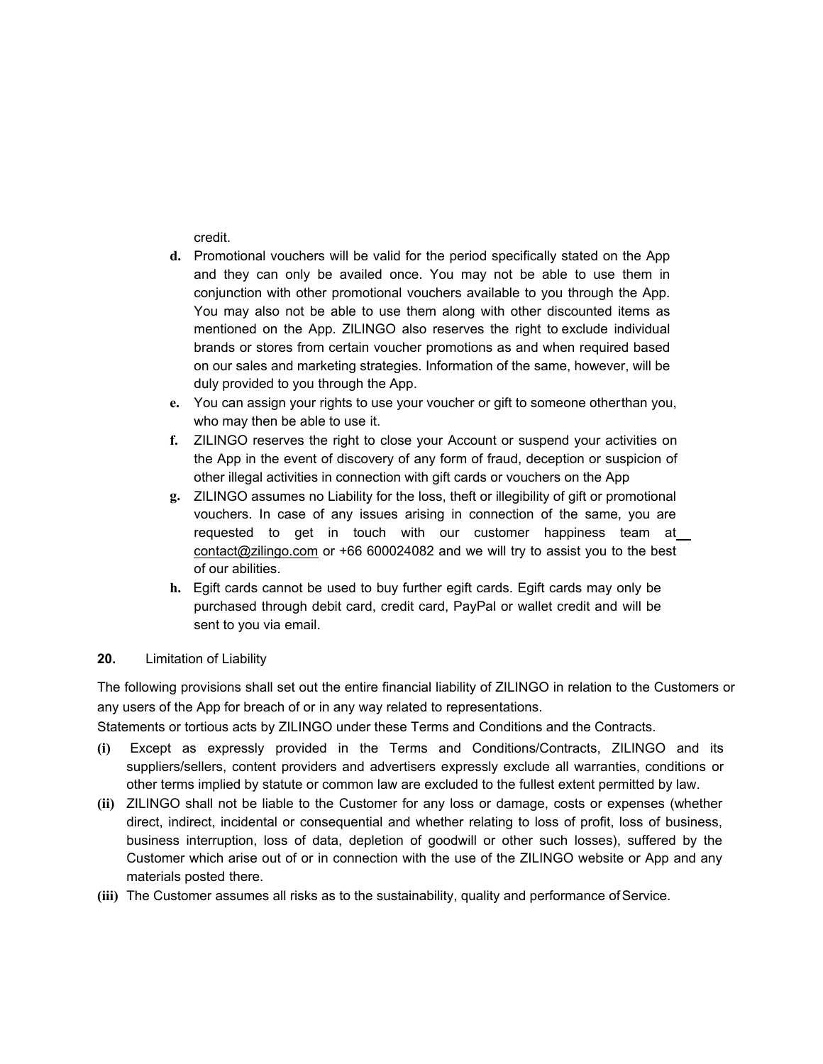credit.

- **d.** Promotional vouchers will be valid for the period specifically stated on the App and they can only be availed once. You may not be able to use them in conjunction with other promotional vouchers available to you through the App. You may also not be able to use them along with other discounted items as mentioned on the App. ZILINGO also reserves the right to exclude individual brands or stores from certain voucher promotions as and when required based on our sales and marketing strategies. Information of the same, however, will be duly provided to you through the App.
- **e.** You can assign your rights to use your voucher or gift to someone otherthan you, who may then be able to use it.
- **f.** ZILINGO reserves the right to close your Account or suspend your activities on the App in the event of discovery of any form of fraud, deception or suspicion of other illegal activities in connection with gift cards or vouchers on the App
- **g.** ZILINGO assumes no Liability for the loss, theft or illegibility of gift or promotional vouchers. In case of any issues arising in connection of the same, you are requested to get in touch with our customer happiness team at contact@zilingo.com or +66 600024082 and we will try to assist you to the best of our abilities.
- **h.** Egift cards cannot be used to buy further egift cards. Egift cards may only be purchased through debit card, credit card, PayPal or wallet credit and will be sent to you via email.

**20.** Limitation of Liability

The following provisions shall set out the entire financial liability of ZILINGO in relation to the Customers or any users of the App for breach of or in any way related to representations.
Statements or tortious acts by ZILINGO under these Terms and Conditions and the Contracts.

- **(i)** Except as expressly provided in the Terms and Conditions/Contracts, ZILINGO and its suppliers/sellers, content providers and advertisers expressly exclude all warranties, conditions or other terms implied by statute or common law are excluded to the fullest extent permitted by law.
- **(ii)** ZILINGO shall not be liable to the Customer for any loss or damage, costs or expenses (whether direct, indirect, incidental or consequential and whether relating to loss of profit, loss of business, business interruption, loss of data, depletion of goodwill or other such losses), suffered by the Customer which arise out of or in connection with the use of the ZILINGO website or App and any materials posted there.
- **(iii)** The Customer assumes all risks as to the sustainability, quality and performance of Service.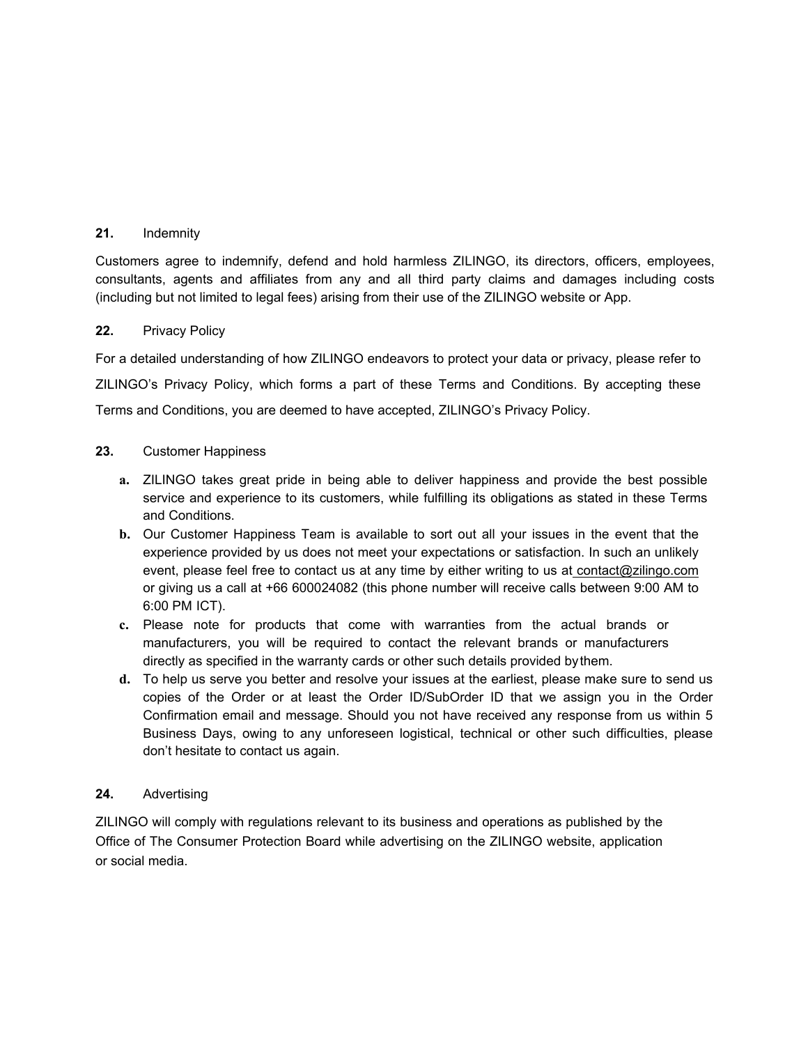**21.** Indemnity

Customers agree to indemnify, defend and hold harmless ZILINGO, its directors, officers, employees, consultants, agents and affiliates from any and all third party claims and damages including costs (including but not limited to legal fees) arising from their use of the ZILINGO website or App.

**22.** Privacy Policy

For a detailed understanding of how ZILINGO endeavors to protect your data or privacy, please refer to ZILINGO's Privacy Policy, which forms a part of these Terms and Conditions. By accepting these Terms and Conditions, you are deemed to have accepted, ZILINGO's Privacy Policy.

**23.** Customer Happiness

a. ZILINGO takes great pride in being able to deliver happiness and provide the best possible service and experience to its customers, while fulfilling its obligations as stated in these Terms and Conditions.
b. Our Customer Happiness Team is available to sort out all your issues in the event that the experience provided by us does not meet your expectations or satisfaction. In such an unlikely event, please feel free to contact us at any time by either writing to us at contact@zilingo.com or giving us a call at +66 600024082 (this phone number will receive calls between 9:00 AM to 6:00 PM ICT).
c. Please note for products that come with warranties from the actual brands or manufacturers, you will be required to contact the relevant brands or manufacturers directly as specified in the warranty cards or other such details provided by them.
d. To help us serve you better and resolve your issues at the earliest, please make sure to send us copies of the Order or at least the Order ID/SubOrder ID that we assign you in the Order Confirmation email and message. Should you not have received any response from us within 5 Business Days, owing to any unforeseen logistical, technical or other such difficulties, please don't hesitate to contact us again.

**24.** Advertising

ZILINGO will comply with regulations relevant to its business and operations as published by the Office of The Consumer Protection Board while advertising on the ZILINGO website, application or social media.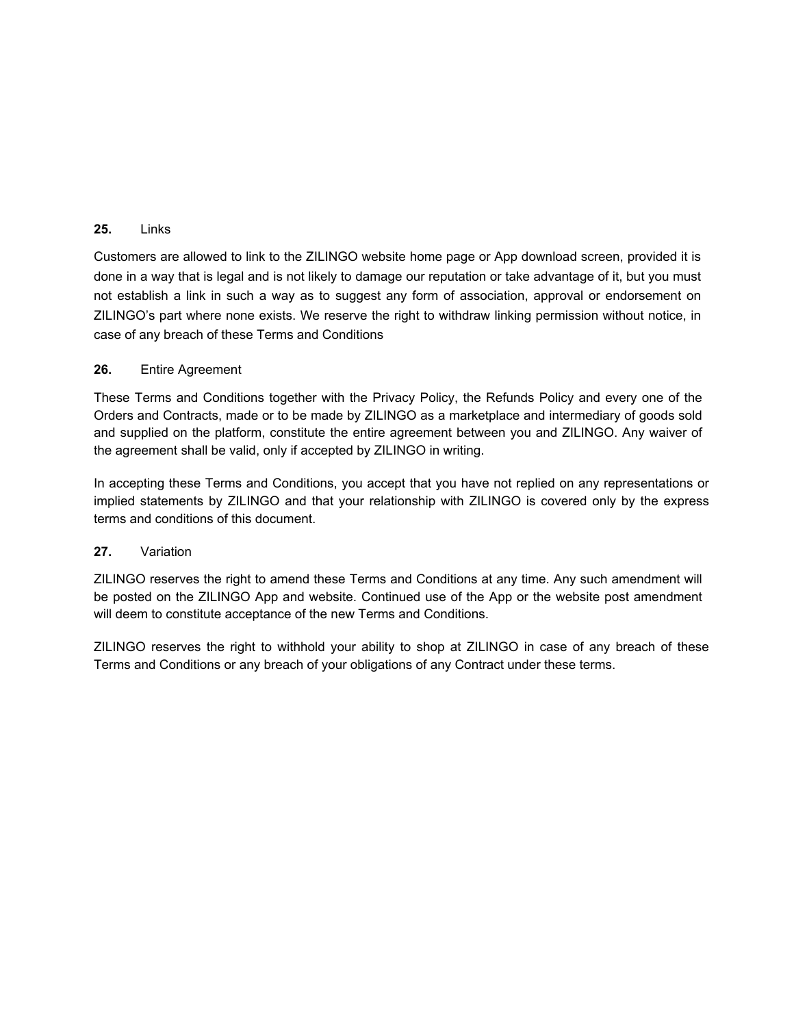**25.** Links

Customers are allowed to link to the ZILINGO website home page or App download screen, provided it is done in a way that is legal and is not likely to damage our reputation or take advantage of it, but you must not establish a link in such a way as to suggest any form of association, approval or endorsement on ZILINGO's part where none exists. We reserve the right to withdraw linking permission without notice, in case of any breach of these Terms and Conditions

**26.** Entire Agreement

These Terms and Conditions together with the Privacy Policy, the Refunds Policy and every one of the Orders and Contracts, made or to be made by ZILINGO as a marketplace and intermediary of goods sold and supplied on the platform, constitute the entire agreement between you and ZILINGO. Any waiver of the agreement shall be valid, only if accepted by ZILINGO in writing.

In accepting these Terms and Conditions, you accept that you have not replied on any representations or implied statements by ZILINGO and that your relationship with ZILINGO is covered only by the express terms and conditions of this document.

**27.** Variation

ZILINGO reserves the right to amend these Terms and Conditions at any time. Any such amendment will be posted on the ZILINGO App and website. Continued use of the App or the website post amendment will deem to constitute acceptance of the new Terms and Conditions.

ZILINGO reserves the right to withhold your ability to shop at ZILINGO in case of any breach of these Terms and Conditions or any breach of your obligations of any Contract under these terms.